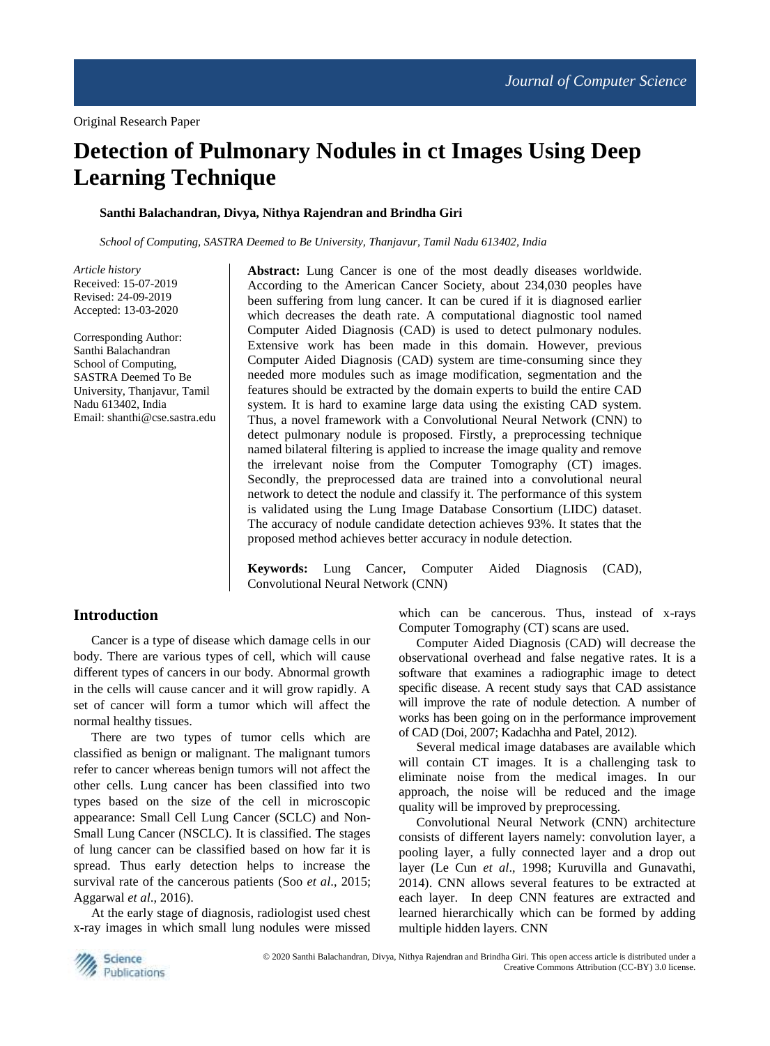Original Research Paper

# Detection of Pulmonary Nodules in ct Images Using Deep Learning Technique

**Santhi Balachandran, Divya, Nithya Rajendran and Brindha Giri**

*School of Computing, SASTRA Deemed to Be University, Thanjavur, Tamil Nadu 613402, India*

*Article history*
Received: 15-07-2019
Revised: 24-09-2019
Accepted: 13-03-2020

Corresponding Author:
Santhi Balachandran
School of Computing,
SASTRA Deemed To Be University, Thanjavur, Tamil Nadu 613402, India
Email: shanthi@cse.sastra.edu

**Abstract:** Lung Cancer is one of the most deadly diseases worldwide. According to the American Cancer Society, about 234,030 peoples have been suffering from lung cancer. It can be cured if it is diagnosed earlier which decreases the death rate. A computational diagnostic tool named Computer Aided Diagnosis (CAD) is used to detect pulmonary nodules. Extensive work has been made in this domain. However, previous Computer Aided Diagnosis (CAD) system are time-consuming since they needed more modules such as image modification, segmentation and the features should be extracted by the domain experts to build the entire CAD system. It is hard to examine large data using the existing CAD system. Thus, a novel framework with a Convolutional Neural Network (CNN) to detect pulmonary nodule is proposed. Firstly, a preprocessing technique named bilateral filtering is applied to increase the image quality and remove the irrelevant noise from the Computer Tomography (CT) images. Secondly, the preprocessed data are trained into a convolutional neural network to detect the nodule and classify it. The performance of this system is validated using the Lung Image Database Consortium (LIDC) dataset. The accuracy of nodule candidate detection achieves 93%. It states that the proposed method achieves better accuracy in nodule detection.

**Keywords:** Lung Cancer, Computer Aided Diagnosis (CAD), Convolutional Neural Network (CNN)

## Introduction

Cancer is a type of disease which damage cells in our body. There are various types of cell, which will cause different types of cancers in our body. Abnormal growth in the cells will cause cancer and it will grow rapidly. A set of cancer will form a tumor which will affect the normal healthy tissues.

There are two types of tumor cells which are classified as benign or malignant. The malignant tumors refer to cancer whereas benign tumors will not affect the other cells. Lung cancer has been classified into two types based on the size of the cell in microscopic appearance: Small Cell Lung Cancer (SCLC) and Non-Small Lung Cancer (NSCLC). It is classified. The stages of lung cancer can be classified based on how far it is spread. Thus early detection helps to increase the survival rate of the cancerous patients (Soo *et al*., 2015; Aggarwal *et al*., 2016).

At the early stage of diagnosis, radiologist used chest x-ray images in which small lung nodules were missed which can be cancerous. Thus, instead of x-rays Computer Tomography (CT) scans are used.

Computer Aided Diagnosis (CAD) will decrease the observational overhead and false negative rates. It is a software that examines a radiographic image to detect specific disease. A recent study says that CAD assistance will improve the rate of nodule detection. A number of works has been going on in the performance improvement of CAD (Doi, 2007; Kadachha and Patel, 2012).

Several medical image databases are available which will contain CT images. It is a challenging task to eliminate noise from the medical images. In our approach, the noise will be reduced and the image quality will be improved by preprocessing.

Convolutional Neural Network (CNN) architecture consists of different layers namely: convolution layer, a pooling layer, a fully connected layer and a drop out layer (Le Cun *et al*., 1998; Kuruvilla and Gunavathi, 2014). CNN allows several features to be extracted at each layer. In deep CNN features are extracted and learned hierarchically which can be formed by adding multiple hidden layers. CNN

© 2020 Santhi Balachandran, Divya, Nithya Rajendran and Brindha Giri. This open access article is distributed under a Creative Commons Attribution (CC-BY) 3.0 license.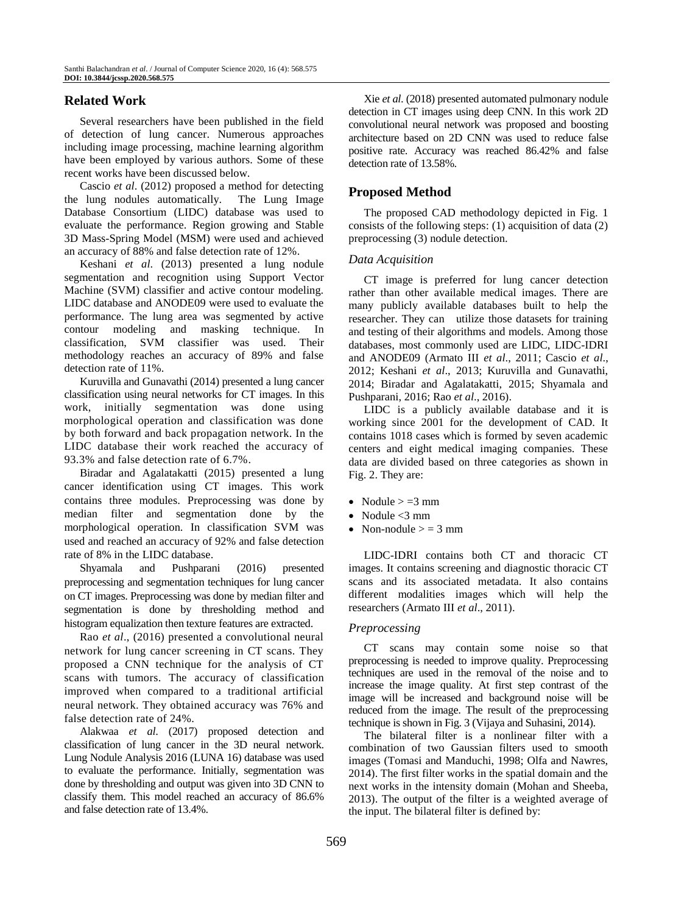## Related Work

Several researchers have been published in the field of detection of lung cancer. Numerous approaches including image processing, machine learning algorithm have been employed by various authors. Some of these recent works have been discussed below.

Cascio *et al*. (2012) proposed a method for detecting the lung nodules automatically. The Lung Image Database Consortium (LIDC) database was used to evaluate the performance. Region growing and Stable 3D Mass-Spring Model (MSM) were used and achieved an accuracy of 88% and false detection rate of 12%.

Keshani *et al*. (2013) presented a lung nodule segmentation and recognition using Support Vector Machine (SVM) classifier and active contour modeling. LIDC database and ANODE09 were used to evaluate the performance. The lung area was segmented by active contour modeling and masking technique. In classification, SVM classifier was used. Their methodology reaches an accuracy of 89% and false detection rate of 11%.

Kuruvilla and Gunavathi (2014) presented a lung cancer classification using neural networks for CT images. In this work, initially segmentation was done using morphological operation and classification was done by both forward and back propagation network. In the LIDC database their work reached the accuracy of 93.3% and false detection rate of 6.7%.

Biradar and Agalatakatti (2015) presented a lung cancer identification using CT images. This work contains three modules. Preprocessing was done by median filter and segmentation done by the morphological operation. In classification SVM was used and reached an accuracy of 92% and false detection rate of 8% in the LIDC database.

Shyamala and Pushparani (2016) presented preprocessing and segmentation techniques for lung cancer on CT images. Preprocessing was done by median filter and segmentation is done by thresholding method and histogram equalization then texture features are extracted.

Rao *et al*., (2016) presented a convolutional neural network for lung cancer screening in CT scans. They proposed a CNN technique for the analysis of CT scans with tumors. The accuracy of classification improved when compared to a traditional artificial neural network. They obtained accuracy was 76% and false detection rate of 24%.

Alakwaa *et al.* (2017) proposed detection and classification of lung cancer in the 3D neural network. Lung Nodule Analysis 2016 (LUNA 16) database was used to evaluate the performance. Initially, segmentation was done by thresholding and output was given into 3D CNN to classify them. This model reached an accuracy of 86.6% and false detection rate of 13.4%.

Xie *et al.* (2018) presented automated pulmonary nodule detection in CT images using deep CNN. In this work 2D convolutional neural network was proposed and boosting architecture based on 2D CNN was used to reduce false positive rate. Accuracy was reached 86.42% and false detection rate of 13.58%.

## Proposed Method

The proposed CAD methodology depicted in Fig. 1 consists of the following steps: (1) acquisition of data (2) preprocessing (3) nodule detection.

### *Data Acquisition*

CT image is preferred for lung cancer detection rather than other available medical images. There are many publicly available databases built to help the researcher. They can utilize those datasets for training and testing of their algorithms and models. Among those databases, most commonly used are LIDC, LIDC-IDRI and ANODE09 (Armato III *et al*., 2011; Cascio *et al*., 2012; Keshani *et al*., 2013; Kuruvilla and Gunavathi, 2014; Biradar and Agalatakatti, 2015; Shyamala and Pushparani, 2016; Rao *et al*., 2016).

LIDC is a publicly available database and it is working since 2001 for the development of CAD. It contains 1018 cases which is formed by seven academic centers and eight medical imaging companies. These data are divided based on three categories as shown in Fig. 2. They are:

- Nodule > =3 mm
- Nodule <3 mm
- Non-nodule > = 3 mm

LIDC-IDRI contains both CT and thoracic CT images. It contains screening and diagnostic thoracic CT scans and its associated metadata. It also contains different modalities images which will help the researchers (Armato III *et al*., 2011).

### *Preprocessing*

CT scans may contain some noise so that preprocessing is needed to improve quality. Preprocessing techniques are used in the removal of the noise and to increase the image quality. At first step contrast of the image will be increased and background noise will be reduced from the image. The result of the preprocessing technique is shown in Fig. 3 (Vijaya and Suhasini, 2014).

The bilateral filter is a nonlinear filter with a combination of two Gaussian filters used to smooth images (Tomasi and Manduchi, 1998; Olfa and Nawres, 2014). The first filter works in the spatial domain and the next works in the intensity domain (Mohan and Sheeba, 2013). The output of the filter is a weighted average of the input. The bilateral filter is defined by: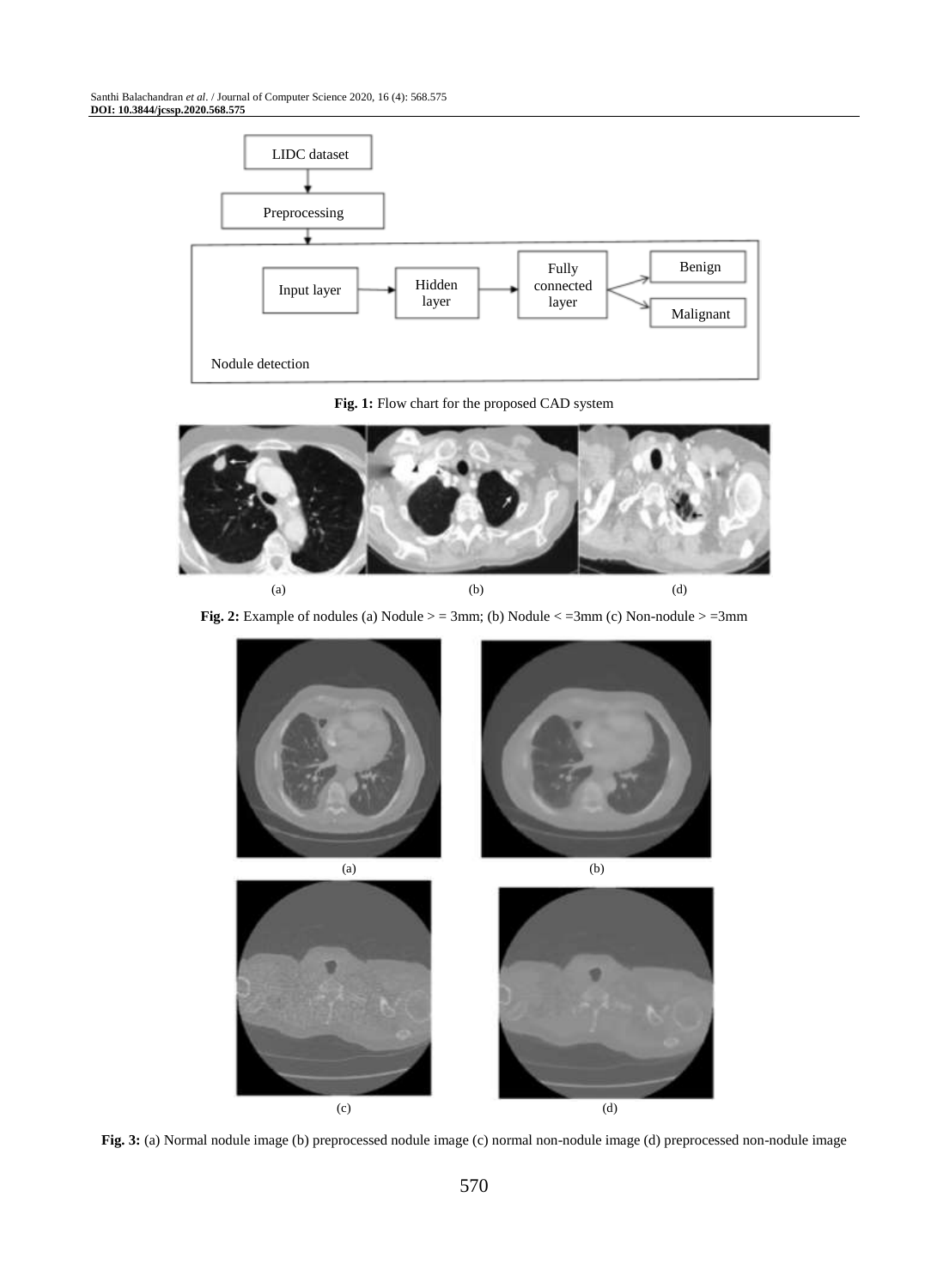**Fig. 1:** Flow chart for the proposed CAD system

**Fig. 2:** Example of nodules (a) Nodule > = 3mm; (b) Nodule < =3mm (c) Non-nodule > =3mm

**Fig. 3:** (a) Normal nodule image (b) preprocessed nodule image (c) normal non-nodule image (d) preprocessed non-nodule image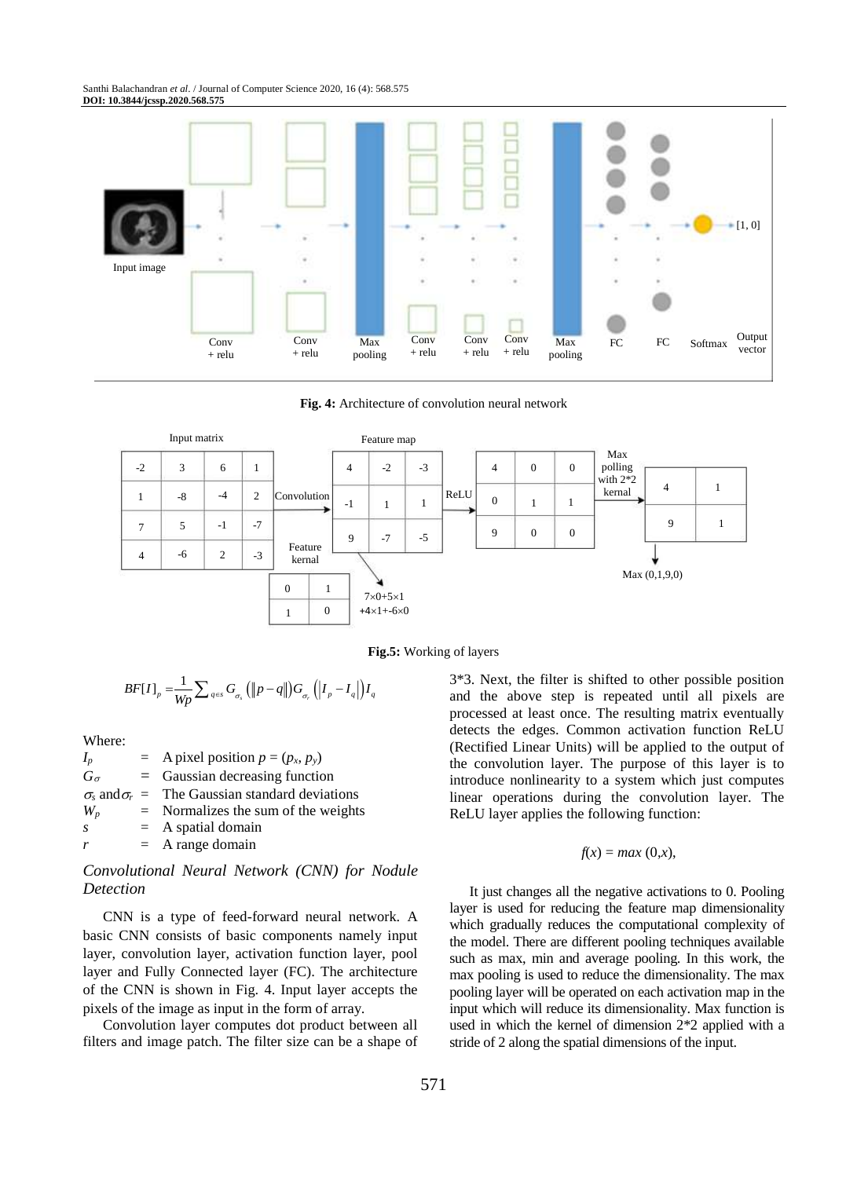Fig. **4:** Architecture of convolution neural network

**Fig.5:** Working of layers

$$BF[I]_p = \frac{1}{Wp}\sum_{q \in s} G_{\sigma_s}\left(\|p-q\|\right)G_{\sigma_r}\left(|I_p - I_q|\right)I_q$$

Where:

$I_p$ = A pixel position $p = (p_x, p_y)$
$G_\sigma$ = Gaussian decreasing function
$\sigma_s$ and $\sigma_r$ = The Gaussian standard deviations
$W_p$ = Normalizes the sum of the weights
$s$ = A spatial domain
$r$ = A range domain

### *Convolutional Neural Network (CNN) for Nodule Detection*

CNN is a type of feed-forward neural network. A basic CNN consists of basic components namely input layer, convolution layer, activation function layer, pool layer and Fully Connected layer (FC). The architecture of the CNN is shown in Fig. 4. Input layer accepts the pixels of the image as input in the form of array.

Convolution layer computes dot product between all filters and image patch. The filter size can be a shape of 3*3. Next, the filter is shifted to other possible position and the above step is repeated until all pixels are processed at least once. The resulting matrix eventually detects the edges. Common activation function ReLU (Rectified Linear Units) will be applied to the output of the convolution layer. The purpose of this layer is to introduce nonlinearity to a system which just computes linear operations during the convolution layer. The ReLU layer applies the following function:

$$f(x) = max\ (0,x),$$

It just changes all the negative activations to 0. Pooling layer is used for reducing the feature map dimensionality which gradually reduces the computational complexity of the model. There are different pooling techniques available such as max, min and average pooling. In this work, the max pooling is used to reduce the dimensionality. The max pooling layer will be operated on each activation map in the input which will reduce its dimensionality. Max function is used in which the kernel of dimension 2*2 applied with a stride of 2 along the spatial dimensions of the input.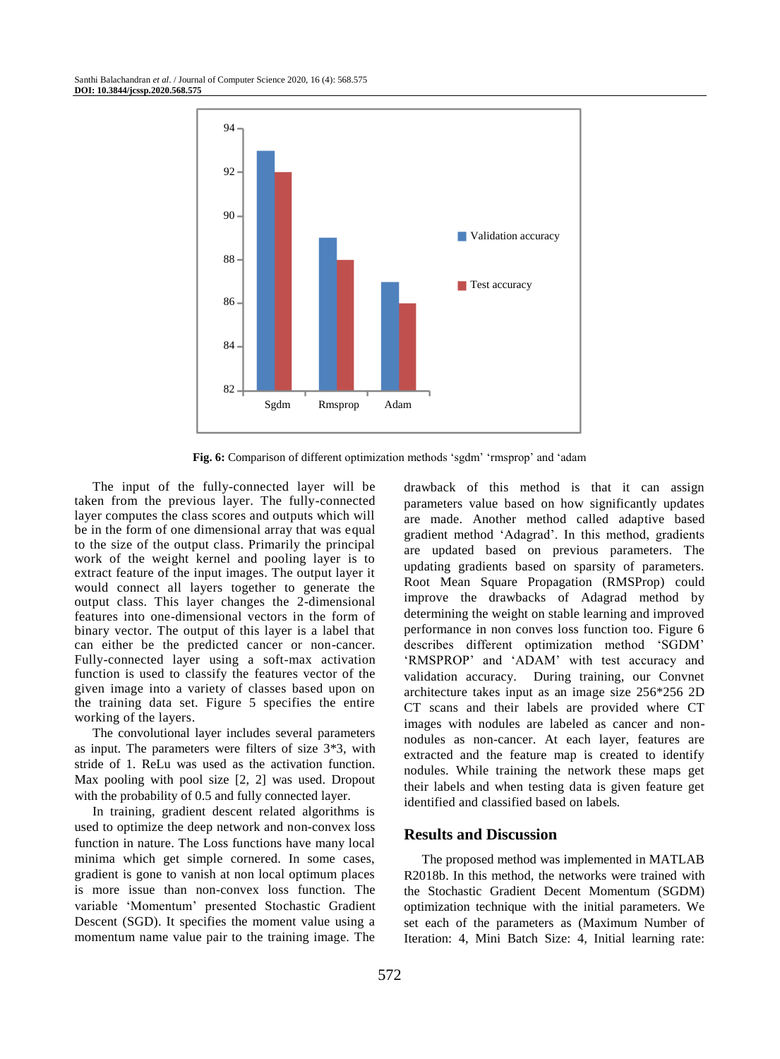Fig. 6: Comparison of different optimization methods ‘sgdm’ ‘rmsprop’ and ‘adam

The input of the fully-connected layer will be taken from the previous layer. The fully-connected layer computes the class scores and outputs which will be in the form of one dimensional array that was equal to the size of the output class. Primarily the principal work of the weight kernel and pooling layer is to extract feature of the input images. The output layer it would connect all layers together to generate the output class. This layer changes the 2-dimensional features into one-dimensional vectors in the form of binary vector. The output of this layer is a label that can either be the predicted cancer or non-cancer. Fully-connected layer using a soft-max activation function is used to classify the features vector of the given image into a variety of classes based upon on the training data set. Figure 5 specifies the entire working of the layers.

The convolutional layer includes several parameters as input. The parameters were filters of size 3*3, with stride of 1. ReLu was used as the activation function. Max pooling with pool size [2, 2] was used. Dropout with the probability of 0.5 and fully connected layer.

In training, gradient descent related algorithms is used to optimize the deep network and non-convex loss function in nature. The Loss functions have many local minima which get simple cornered. In some cases, gradient is gone to vanish at non local optimum places is more issue than non-convex loss function. The variable ‘Momentum’ presented Stochastic Gradient Descent (SGD). It specifies the moment value using a momentum name value pair to the training image. The drawback of this method is that it can assign parameters value based on how significantly updates are made. Another method called adaptive based gradient method ‘Adagrad’. In this method, gradients are updated based on previous parameters. The updating gradients based on sparsity of parameters. Root Mean Square Propagation (RMSProp) could improve the drawbacks of Adagrad method by determining the weight on stable learning and improved performance in non conves loss function too. Figure 6 describes different optimization method ‘SGDM’ ‘RMSPROP’ and ‘ADAM’ with test accuracy and validation accuracy. During training, our Convnet architecture takes input as an image size 256*256 2D CT scans and their labels are provided where CT images with nodules are labeled as cancer and non-nodules as non-cancer. At each layer, features are extracted and the feature map is created to identify nodules. While training the network these maps get their labels and when testing data is given feature get identified and classified based on labels.

## Results and Discussion

The proposed method was implemented in MATLAB R2018b. In this method, the networks were trained with the Stochastic Gradient Decent Momentum (SGDM) optimization technique with the initial parameters. We set each of the parameters as (Maximum Number of Iteration: 4, Mini Batch Size: 4, Initial learning rate: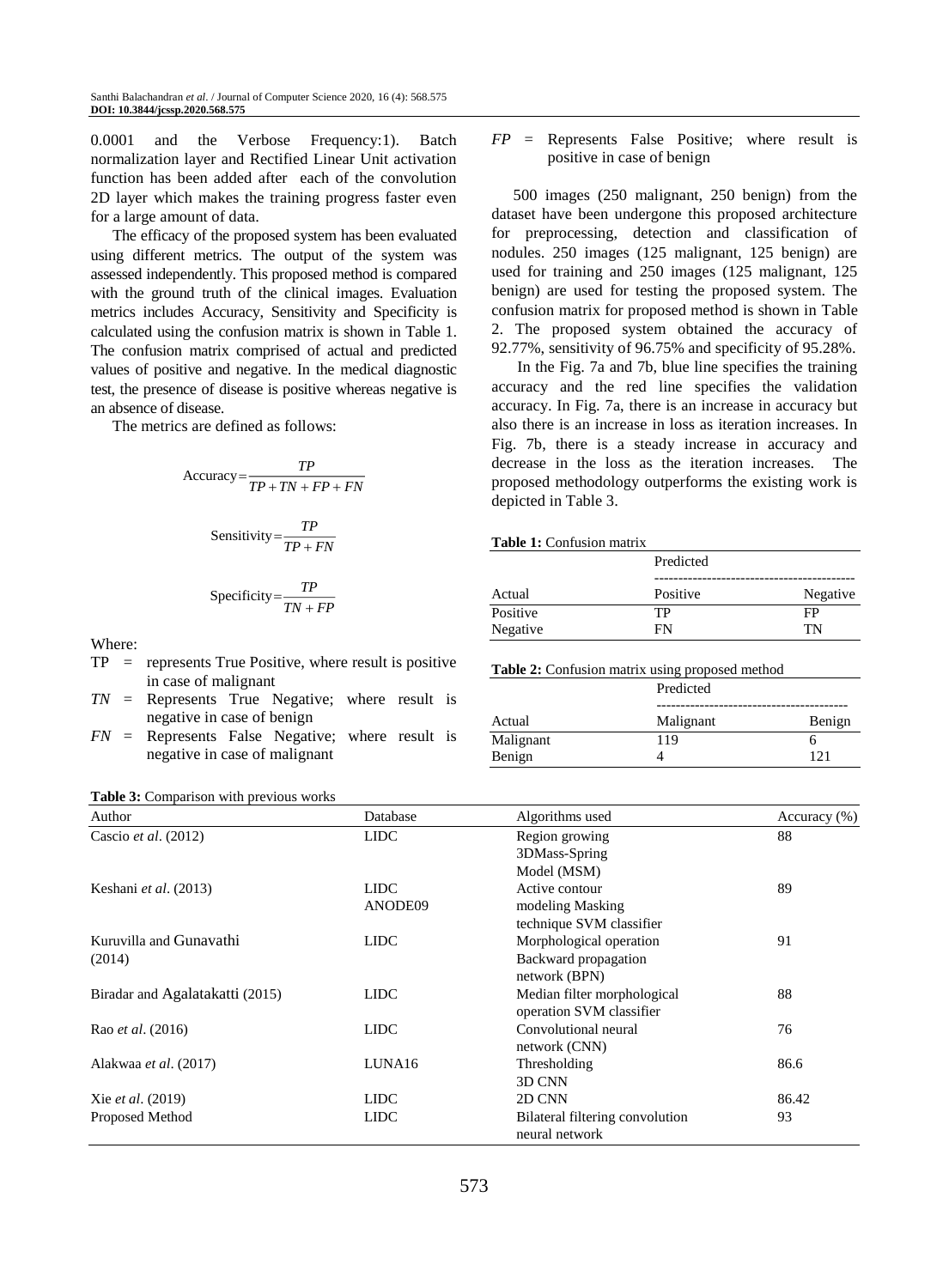0.0001 and the Verbose Frequency:1). Batch normalization layer and Rectified Linear Unit activation function has been added after each of the convolution 2D layer which makes the training progress faster even for a large amount of data.

The efficacy of the proposed system has been evaluated using different metrics. The output of the system was assessed independently. This proposed method is compared with the ground truth of the clinical images. Evaluation metrics includes Accuracy, Sensitivity and Specificity is calculated using the confusion matrix is shown in Table 1. The confusion matrix comprised of actual and predicted values of positive and negative. In the medical diagnostic test, the presence of disease is positive whereas negative is an absence of disease.

The metrics are defined as follows:

$$\text{Accuracy} = \frac{TP}{TP + TN + FP + FN}$$

$$\text{Sensitivity} = \frac{TP}{TP + FN}$$

$$\text{Specificity} = \frac{TP}{TN + FP}$$

Where:

- TP = represents True Positive, where result is positive in case of malignant
- $TN$ = Represents True Negative; where result is negative in case of benign
- $FN$ = Represents False Negative; where result is negative in case of malignant
- $FP$ = Represents False Positive; where result is positive in case of benign

500 images (250 malignant, 250 benign) from the dataset have been undergone this proposed architecture for preprocessing, detection and classification of nodules. 250 images (125 malignant, 125 benign) are used for training and 250 images (125 malignant, 125 benign) are used for testing the proposed system. The confusion matrix for proposed method is shown in Table 2. The proposed system obtained the accuracy of 92.77%, sensitivity of 96.75% and specificity of 95.28%.

In the Fig. 7a and 7b, blue line specifies the training accuracy and the red line specifies the validation accuracy. In Fig. 7a, there is an increase in accuracy but also there is an increase in loss as iteration increases. In Fig. 7b, there is a steady increase in accuracy and decrease in the loss as the iteration increases. The proposed methodology outperforms the existing work is depicted in Table 3.

**Table 1:** Confusion matrix

| | Predicted | |
|---|---|---|
| Actual | Positive | Negative |
| Positive | TP | FP |
| Negative | FN | TN |

**Table 2:** Confusion matrix using proposed method

| | Predicted | |
|---|---|---|
| Actual | Malignant | Benign |
| Malignant | 119 | 6 |
| Benign | 4 | 121 |

**Table 3:** Comparison with previous works

| Author | Database | Algorithms used | Accuracy (%) |
|---|---|---|---|
| Cascio *et al*. (2012) | LIDC | Region growing 3DMass-Spring Model (MSM) | 88 |
| Keshani *et al*. (2013) | LIDC ANODE09 | Active contour modeling Masking technique SVM classifier | 89 |
| Kuruvilla and Gunavathi (2014) | LIDC | Morphological operation Backward propagation network (BPN) | 91 |
| Biradar and Agalatakatti (2015) | LIDC | Median filter morphological operation SVM classifier | 88 |
| Rao *et al*. (2016) | LIDC | Convolutional neural network (CNN) | 76 |
| Alakwaa *et al*. (2017) | LUNA16 | Thresholding 3D CNN | 86.6 |
| Xie *et al*. (2019) | LIDC | 2D CNN | 86.42 |
| Proposed Method | LIDC | Bilateral filtering convolution neural network | 93 |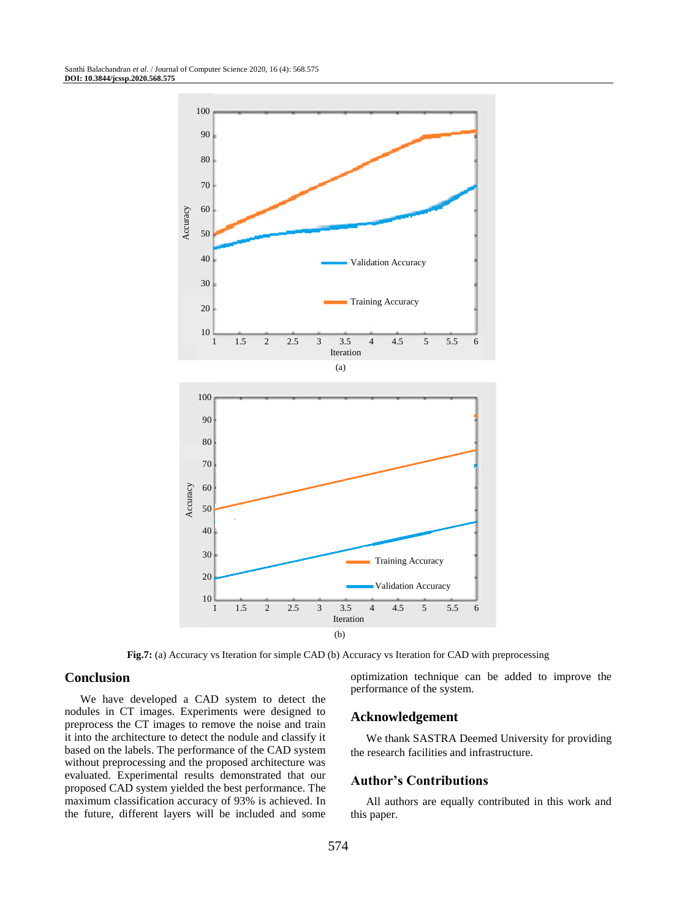**Fig.7:** (a) Accuracy vs Iteration for simple CAD (b) Accuracy vs Iteration for CAD with preprocessing

## Conclusion

We have developed a CAD system to detect the nodules in CT images. Experiments were designed to preprocess the CT images to remove the noise and train it into the architecture to detect the nodule and classify it based on the labels. The performance of the CAD system without preprocessing and the proposed architecture was evaluated. Experimental results demonstrated that our proposed CAD system yielded the best performance. The maximum classification accuracy of 93% is achieved. In the future, different layers will be included and some optimization technique can be added to improve the performance of the system.

## Acknowledgement

We thank SASTRA Deemed University for providing the research facilities and infrastructure.

## Author's Contributions

All authors are equally contributed in this work and this paper.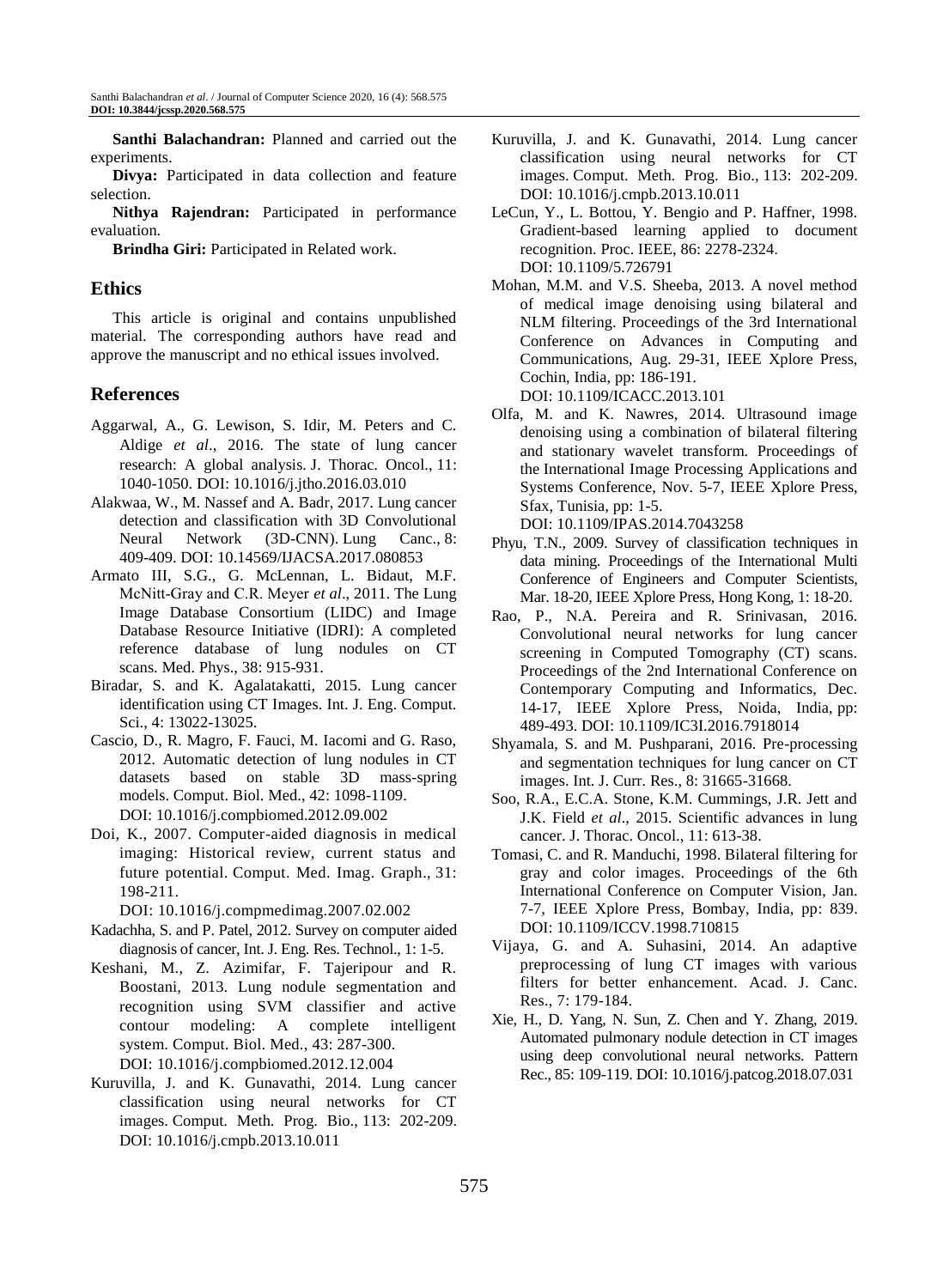**Santhi Balachandran:** Planned and carried out the experiments.

**Divya:** Participated in data collection and feature selection.

**Nithya Rajendran:** Participated in performance evaluation.

**Brindha Giri:** Participated in Related work.

## Ethics

This article is original and contains unpublished material. The corresponding authors have read and approve the manuscript and no ethical issues involved.

## References

Aggarwal, A., G. Lewison, S. Idir, M. Peters and C. Aldige *et al*., 2016. The state of lung cancer research: A global analysis. J. Thorac. Oncol., 11: 1040-1050. DOI: 10.1016/j.jtho.2016.03.010

Alakwaa, W., M. Nassef and A. Badr, 2017. Lung cancer detection and classification with 3D Convolutional Neural Network (3D-CNN). Lung Canc., 8: 409-409. DOI: 10.14569/IJACSA.2017.080853

Armato III, S.G., G. McLennan, L. Bidaut, M.F. McNitt-Gray and C.R. Meyer *et al*., 2011. The Lung Image Database Consortium (LIDC) and Image Database Resource Initiative (IDRI): A completed reference database of lung nodules on CT scans. Med. Phys., 38: 915-931.

Biradar, S. and K. Agalatakatti, 2015. Lung cancer identification using CT Images. Int. J. Eng. Comput. Sci., 4: 13022-13025.

Cascio, D., R. Magro, F. Fauci, M. Iacomi and G. Raso, 2012. Automatic detection of lung nodules in CT datasets based on stable 3D mass-spring models. Comput. Biol. Med., 42: 1098-1109. DOI: 10.1016/j.compbiomed.2012.09.002

Doi, K., 2007. Computer-aided diagnosis in medical imaging: Historical review, current status and future potential. Comput. Med. Imag. Graph., 31: 198-211. DOI: 10.1016/j.compmedimag.2007.02.002

Kadachha, S. and P. Patel, 2012. Survey on computer aided diagnosis of cancer, Int. J. Eng. Res. Technol., 1: 1-5.

Keshani, M., Z. Azimifar, F. Tajeripour and R. Boostani, 2013. Lung nodule segmentation and recognition using SVM classifier and active contour modeling: A complete intelligent system. Comput. Biol. Med., 43: 287-300. DOI: 10.1016/j.compbiomed.2012.12.004

Kuruvilla, J. and K. Gunavathi, 2014. Lung cancer classification using neural networks for CT images. Comput. Meth. Prog. Bio., 113: 202-209. DOI: 10.1016/j.cmpb.2013.10.011

Kuruvilla, J. and K. Gunavathi, 2014. Lung cancer classification using neural networks for CT images. Comput. Meth. Prog. Bio., 113: 202-209. DOI: 10.1016/j.cmpb.2013.10.011

LeCun, Y., L. Bottou, Y. Bengio and P. Haffner, 1998. Gradient-based learning applied to document recognition. Proc. IEEE, 86: 2278-2324. DOI: 10.1109/5.726791

Mohan, M.M. and V.S. Sheeba, 2013. A novel method of medical image denoising using bilateral and NLM filtering. Proceedings of the 3rd International Conference on Advances in Computing and Communications, Aug. 29-31, IEEE Xplore Press, Cochin, India, pp: 186-191. DOI: 10.1109/ICACC.2013.101

Olfa, M. and K. Nawres, 2014. Ultrasound image denoising using a combination of bilateral filtering and stationary wavelet transform. Proceedings of the International Image Processing Applications and Systems Conference, Nov. 5-7, IEEE Xplore Press, Sfax, Tunisia, pp: 1-5. DOI: 10.1109/IPAS.2014.7043258

Phyu, T.N., 2009. Survey of classification techniques in data mining. Proceedings of the International Multi Conference of Engineers and Computer Scientists, Mar. 18-20, IEEE Xplore Press, Hong Kong, 1: 18-20.

Rao, P., N.A. Pereira and R. Srinivasan, 2016. Convolutional neural networks for lung cancer screening in Computed Tomography (CT) scans. Proceedings of the 2nd International Conference on Contemporary Computing and Informatics, Dec. 14-17, IEEE Xplore Press, Noida, India, pp: 489-493. DOI: 10.1109/IC3I.2016.7918014

Shyamala, S. and M. Pushparani, 2016. Pre-processing and segmentation techniques for lung cancer on CT images. Int. J. Curr. Res., 8: 31665-31668.

Soo, R.A., E.C.A. Stone, K.M. Cummings, J.R. Jett and J.K. Field *et al*., 2015. Scientific advances in lung cancer. J. Thorac. Oncol., 11: 613-38.

Tomasi, C. and R. Manduchi, 1998. Bilateral filtering for gray and color images. Proceedings of the 6th International Conference on Computer Vision, Jan. 7-7, IEEE Xplore Press, Bombay, India, pp: 839. DOI: 10.1109/ICCV.1998.710815

Vijaya, G. and A. Suhasini, 2014. An adaptive preprocessing of lung CT images with various filters for better enhancement. Acad. J. Canc. Res., 7: 179-184.

Xie, H., D. Yang, N. Sun, Z. Chen and Y. Zhang, 2019. Automated pulmonary nodule detection in CT images using deep convolutional neural networks. Pattern Rec., 85: 109-119. DOI: 10.1016/j.patcog.2018.07.031